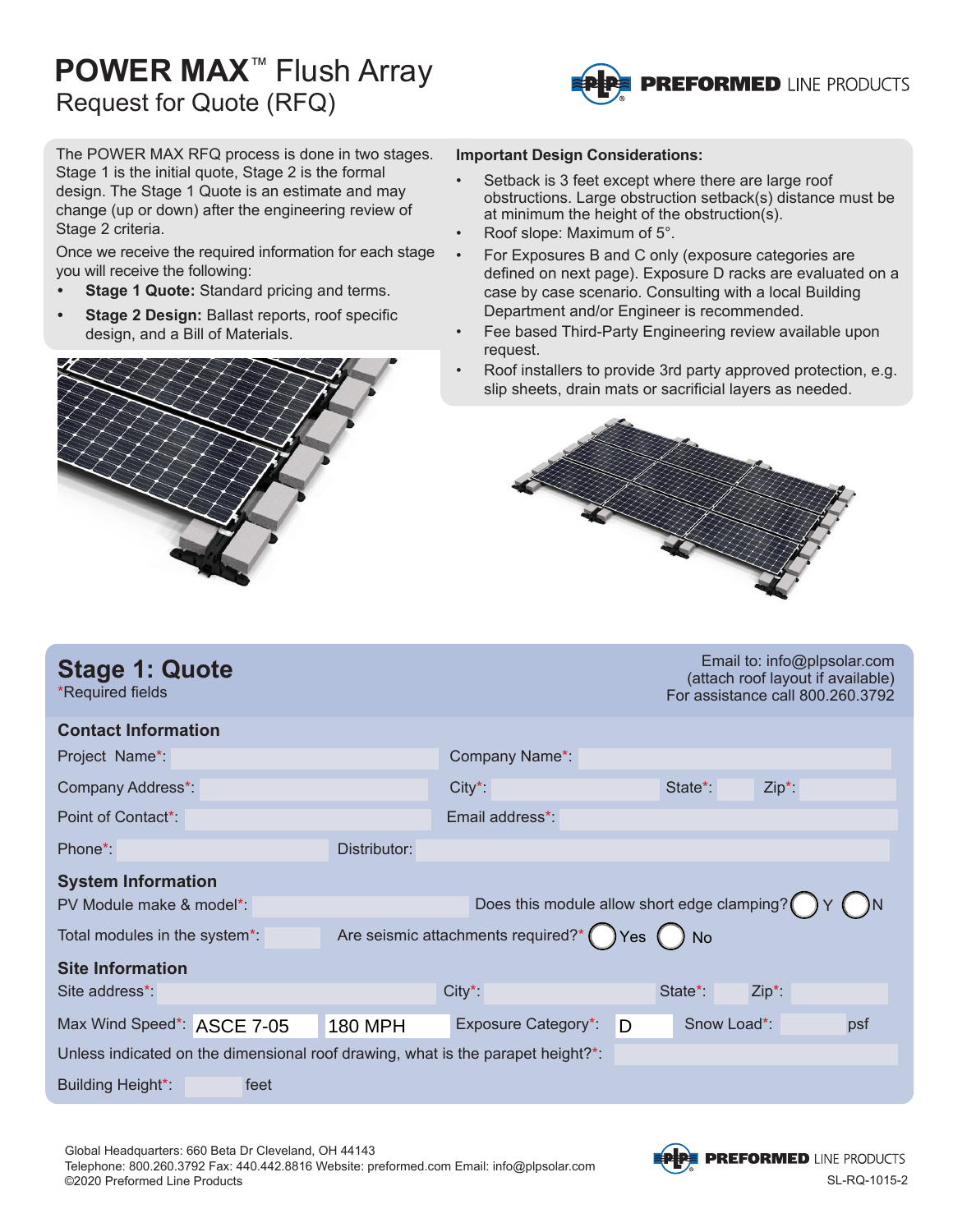# POWER MAX™ Flush Array

## Request for Quote (RFQ)

PREFORMED LINE PRODUCTS

The POWER MAX RFQ process is done in two stages. Stage 1 is the initial quote, Stage 2 is the formal design. The Stage 1 Quote is an estimate and may change (up or down) after the engineering review of Stage 2 criteria.

Once we receive the required information for each stage you will receive the following:

- **Stage 1 Quote:** Standard pricing and terms.
- **Stage 2 Design:** Ballast reports, roof specific design, and a Bill of Materials.

**Important Design Considerations:**

- Setback is 3 feet except where there are large roof obstructions. Large obstruction setback(s) distance must be at minimum the height of the obstruction(s).
- Roof slope: Maximum of 5°.
- For Exposures B and C only (exposure categories are defined on next page). Exposure D racks are evaluated on a case by case scenario. Consulting with a local Building Department and/or Engineer is recommended.
- Fee based Third-Party Engineering review available upon request.
- Roof installers to provide 3rd party approved protection, e.g. slip sheets, drain mats or sacrificial layers as needed.

## Stage 1: Quote

*Required fields

Email to: info@plpsolar.com
(attach roof layout if available)
For assistance call 800.260.3792

### Contact Information

Project Name*: ____ Company Name*: ____

Company Address*: ____ City*: ____ State*: ____ Zip*: ____

Point of Contact*: ____ Email address*: ____

Phone*: ____ Distributor: ____

### System Information

PV Module make & model*: ____ Does this module allow short edge clamping?* ◯ Y ◯ N

Total modules in the system*: ____ Are seismic attachments required?* ◯ Yes ◯ No

### Site Information

Site address*: ____ City*: ____ State*: ____ Zip*: ____

Max Wind Speed*: ASCE 7-05 180 MPH Exposure Category*: D Snow Load*: ____ psf

Unless indicated on the dimensional roof drawing, what is the parapet height?*: ____

Building Height*: ____ feet

Global Headquarters: 660 Beta Dr Cleveland, OH 44143
Telephone: 800.260.3792 Fax: 440.442.8816 Website: preformed.com Email: info@plpsolar.com
©2020 Preformed Line Products

SL-RQ-1015-2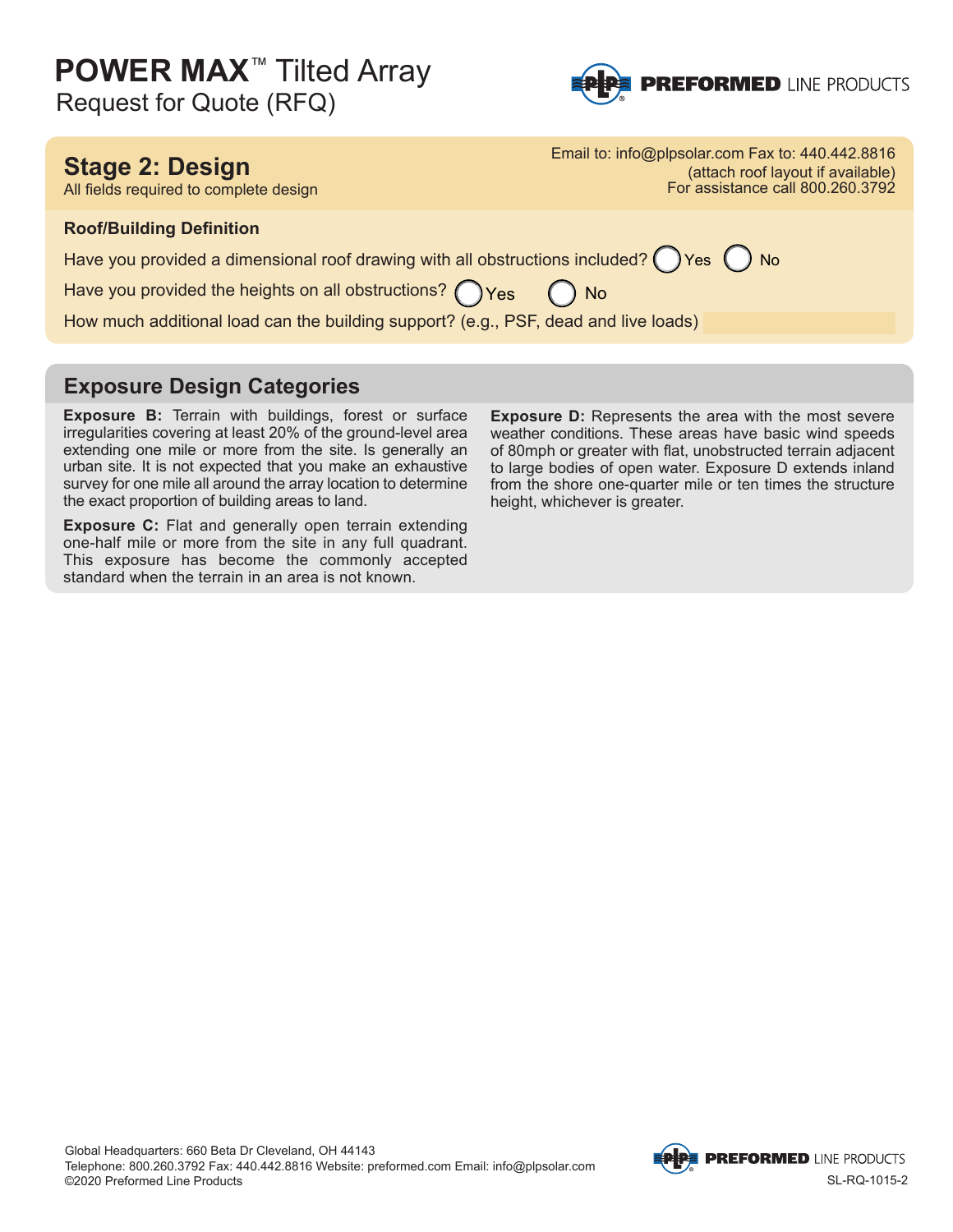# POWER MAX™ Tilted Array

Request for Quote (RFQ)

PREFORMED LINE PRODUCTS

## Stage 2: Design

All fields required to complete design

Email to: info@plpsolar.com Fax to: 440.442.8816
(attach roof layout if available)
For assistance call 800.260.3792

### Roof/Building Definition

Have you provided a dimensional roof drawing with all obstructions included? ○ Yes ○ No

Have you provided the heights on all obstructions? ○ Yes ○ No

How much additional load can the building support? (e.g., PSF, dead and live loads) \_\_\_\_\_\_\_\_\_\_

## Exposure Design Categories

**Exposure B:** Terrain with buildings, forest or surface irregularities covering at least 20% of the ground-level area extending one mile or more from the site. Is generally an urban site. It is not expected that you make an exhaustive survey for one mile all around the array location to determine the exact proportion of building areas to land.

**Exposure C:** Flat and generally open terrain extending one-half mile or more from the site in any full quadrant. This exposure has become the commonly accepted standard when the terrain in an area is not known.

**Exposure D:** Represents the area with the most severe weather conditions. These areas have basic wind speeds of 80mph or greater with flat, unobstructed terrain adjacent to large bodies of open water. Exposure D extends inland from the shore one-quarter mile or ten times the structure height, whichever is greater.

Global Headquarters: 660 Beta Dr Cleveland, OH 44143
Telephone: 800.260.3792 Fax: 440.442.8816 Website: preformed.com Email: info@plpsolar.com
©2020 Preformed Line Products

SL-RQ-1015-2